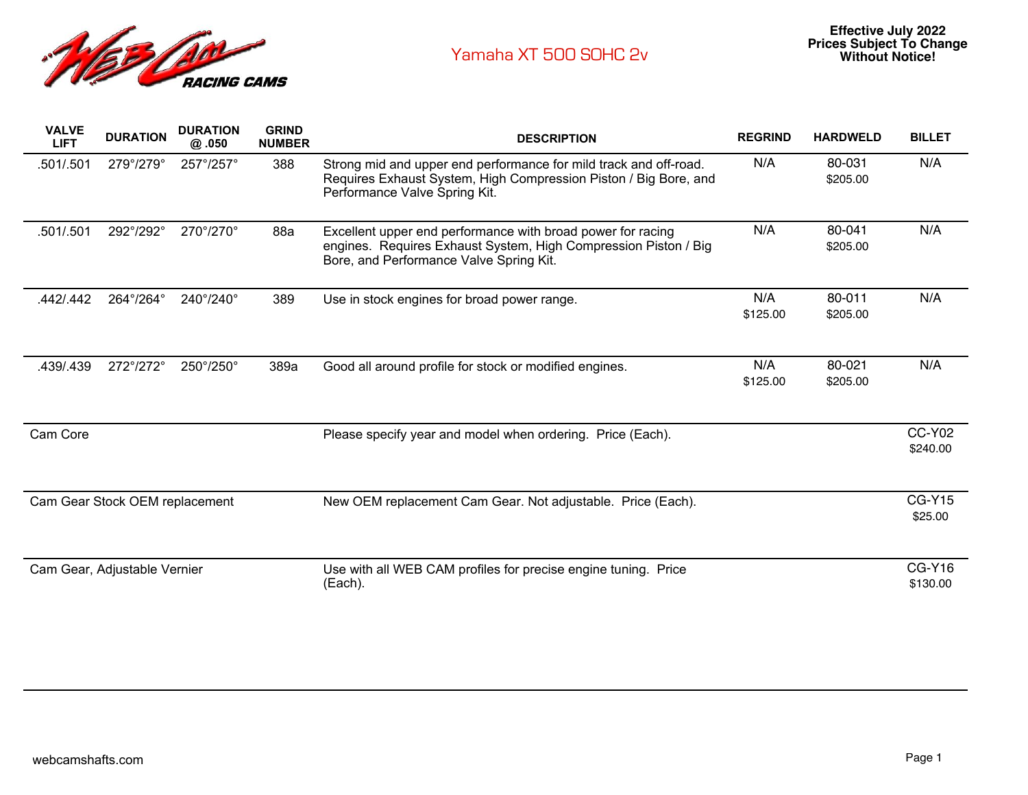# Yamaha XT 500 SOHC 2v

**Effective July 2022**
**Prices Subject To Change Without Notice!**

| VALVE LIFT | DURATION | DURATION @ .050 | GRIND NUMBER | DESCRIPTION | REGRIND | HARDWELD | BILLET |
|---|---|---|---|---|---|---|---|
| .501/.501 | 279°/279° | 257°/257° | 388 | Strong mid and upper end performance for mild track and off-road. Requires Exhaust System, High Compression Piston / Big Bore, and Performance Valve Spring Kit. | N/A | 80-031 $205.00 | N/A |
| .501/.501 | 292°/292° | 270°/270° | 88a | Excellent upper end performance with broad power for racing engines. Requires Exhaust System, High Compression Piston / Big Bore, and Performance Valve Spring Kit. | N/A | 80-041 $205.00 | N/A |
| .442/.442 | 264°/264° | 240°/240° | 389 | Use in stock engines for broad power range. | N/A $125.00 | 80-011 $205.00 | N/A |
| .439/.439 | 272°/272° | 250°/250° | 389a | Good all around profile for stock or modified engines. | N/A $125.00 | 80-021 $205.00 | N/A |
| Cam Core | | | | Please specify year and model when ordering. Price (Each). | | | CC-Y02 $240.00 |
| Cam Gear Stock OEM replacement | | | | New OEM replacement Cam Gear. Not adjustable. Price (Each). | | | CG-Y15 $25.00 |
| Cam Gear, Adjustable Vernier | | | | Use with all WEB CAM profiles for precise engine tuning. Price (Each). | | | CG-Y16 $130.00 |

webcamshafts.com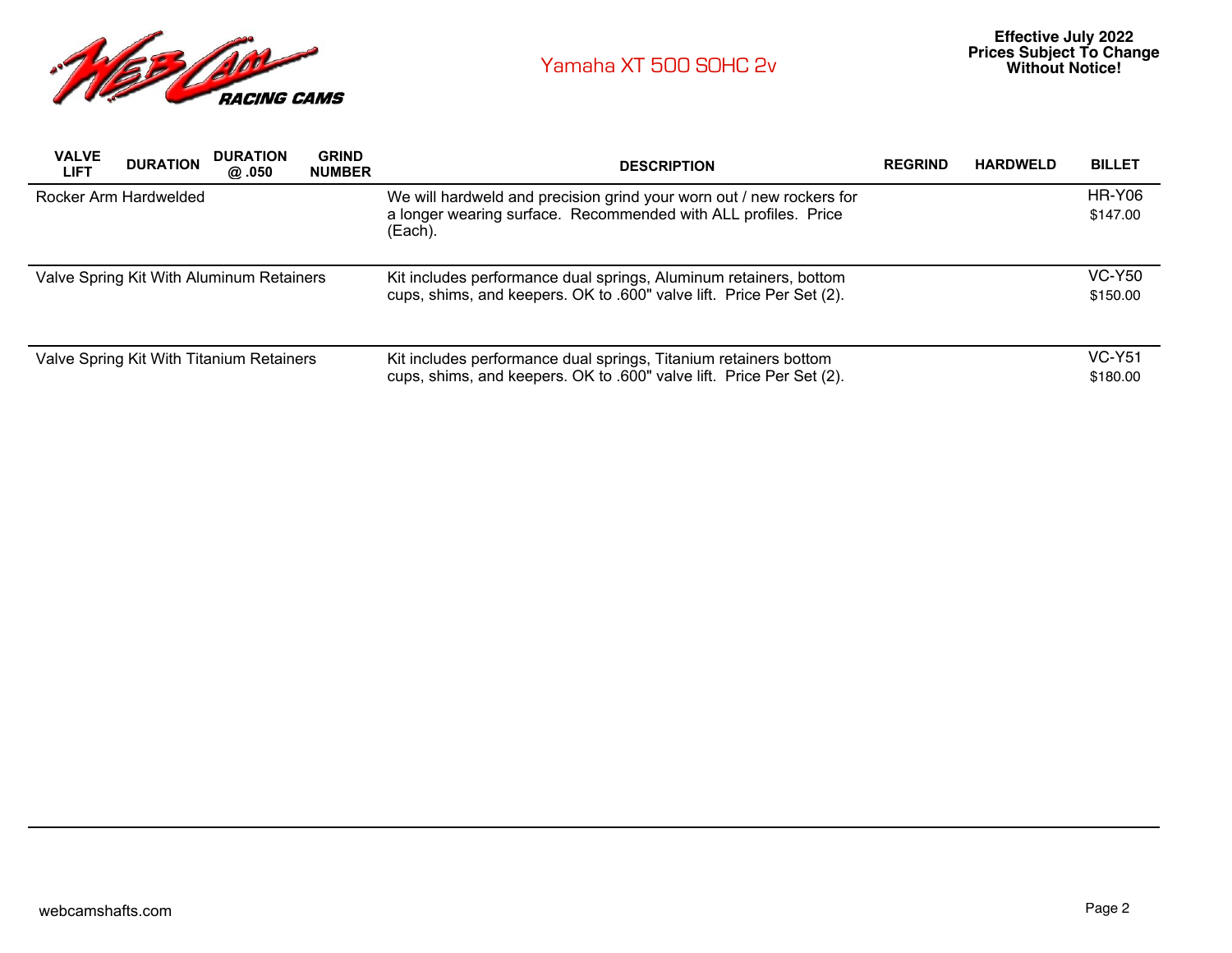# Yamaha XT 500 SOHC 2v

**Effective July 2022**
**Prices Subject To Change Without Notice!**

| VALVE LIFT | DURATION | DURATION @ .050 | GRIND NUMBER | DESCRIPTION | REGRIND | HARDWELD | BILLET |
|---|---|---|---|---|---|---|---|
| Rocker Arm Hardwelded | | | | We will hardweld and precision grind your worn out / new rockers for a longer wearing surface. Recommended with ALL profiles. Price (Each). | | | HR-Y06 $147.00 |
| Valve Spring Kit With Aluminum Retainers | | | | Kit includes performance dual springs, Aluminum retainers, bottom cups, shims, and keepers. OK to .600" valve lift. Price Per Set (2). | | | VC-Y50 $150.00 |
| Valve Spring Kit With Titanium Retainers | | | | Kit includes performance dual springs, Titanium retainers bottom cups, shims, and keepers. OK to .600" valve lift. Price Per Set (2). | | | VC-Y51 $180.00 |

webcamshafts.com